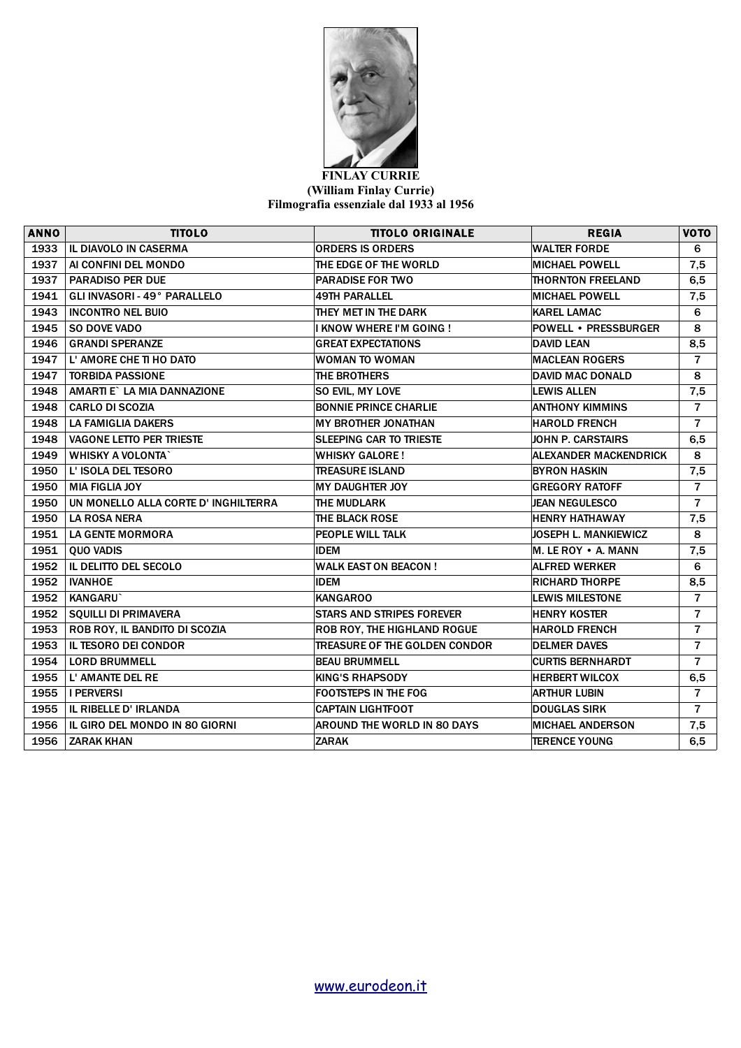**FINLAY CURRIE**
**(William Finlay Currie)**
**Filmografia essenziale dal 1933 al 1956**

| ANNO | TITOLO | TITOLO ORIGINALE | REGIA | VOTO |
|---|---|---|---|---|
| 1933 | IL DIAVOLO IN CASERMA | ORDERS IS ORDERS | WALTER FORDE | 6 |
| 1937 | AI CONFINI DEL MONDO | THE EDGE OF THE WORLD | MICHAEL POWELL | 7,5 |
| 1937 | PARADISO PER DUE | PARADISE FOR TWO | THORNTON FREELAND | 6,5 |
| 1941 | GLI INVASORI - 49° PARALLELO | 49TH PARALLEL | MICHAEL POWELL | 7,5 |
| 1943 | INCONTRO NEL BUIO | THEY MET IN THE DARK | KAREL LAMAC | 6 |
| 1945 | SO DOVE VADO | I KNOW WHERE I'M GOING ! | POWELL • PRESSBURGER | 8 |
| 1946 | GRANDI SPERANZE | GREAT EXPECTATIONS | DAVID LEAN | 8,5 |
| 1947 | L' AMORE CHE TI HO DATO | WOMAN TO WOMAN | MACLEAN ROGERS | 7 |
| 1947 | TORBIDA PASSIONE | THE BROTHERS | DAVID MAC DONALD | 8 |
| 1948 | AMARTI E` LA MIA DANNAZIONE | SO EVIL, MY LOVE | LEWIS ALLEN | 7,5 |
| 1948 | CARLO DI SCOZIA | BONNIE PRINCE CHARLIE | ANTHONY KIMMINS | 7 |
| 1948 | LA FAMIGLIA DAKERS | MY BROTHER JONATHAN | HAROLD FRENCH | 7 |
| 1948 | VAGONE LETTO PER TRIESTE | SLEEPING CAR TO TRIESTE | JOHN P. CARSTAIRS | 6,5 |
| 1949 | WHISKY A VOLONTA` | WHISKY GALORE ! | ALEXANDER MACKENDRICK | 8 |
| 1950 | L' ISOLA DEL TESORO | TREASURE ISLAND | BYRON HASKIN | 7,5 |
| 1950 | MIA FIGLIA JOY | MY DAUGHTER JOY | GREGORY RATOFF | 7 |
| 1950 | UN MONELLO ALLA CORTE D' INGHILTERRA | THE MUDLARK | JEAN NEGULESCO | 7 |
| 1950 | LA ROSA NERA | THE BLACK ROSE | HENRY HATHAWAY | 7,5 |
| 1951 | LA GENTE MORMORA | PEOPLE WILL TALK | JOSEPH L. MANKIEWICZ | 8 |
| 1951 | QUO VADIS | IDEM | M. LE ROY • A. MANN | 7,5 |
| 1952 | IL DELITTO DEL SECOLO | WALK EAST ON BEACON ! | ALFRED WERKER | 6 |
| 1952 | IVANHOE | IDEM | RICHARD THORPE | 8,5 |
| 1952 | KANGARU` | KANGAROO | LEWIS MILESTONE | 7 |
| 1952 | SQUILLI DI PRIMAVERA | STARS AND STRIPES FOREVER | HENRY KOSTER | 7 |
| 1953 | ROB ROY, IL BANDITO DI SCOZIA | ROB ROY, THE HIGHLAND ROGUE | HAROLD FRENCH | 7 |
| 1953 | IL TESORO DEI CONDOR | TREASURE OF THE GOLDEN CONDOR | DELMER DAVES | 7 |
| 1954 | LORD BRUMMELL | BEAU BRUMMELL | CURTIS BERNHARDT | 7 |
| 1955 | L' AMANTE DEL RE | KING'S RHAPSODY | HERBERT WILCOX | 6,5 |
| 1955 | I PERVERSI | FOOTSTEPS IN THE FOG | ARTHUR LUBIN | 7 |
| 1955 | IL RIBELLE D' IRLANDA | CAPTAIN LIGHTFOOT | DOUGLAS SIRK | 7 |
| 1956 | IL GIRO DEL MONDO IN 80 GIORNI | AROUND THE WORLD IN 80 DAYS | MICHAEL ANDERSON | 7,5 |
| 1956 | ZARAK KHAN | ZARAK | TERENCE YOUNG | 6,5 |

www.eurodeon.it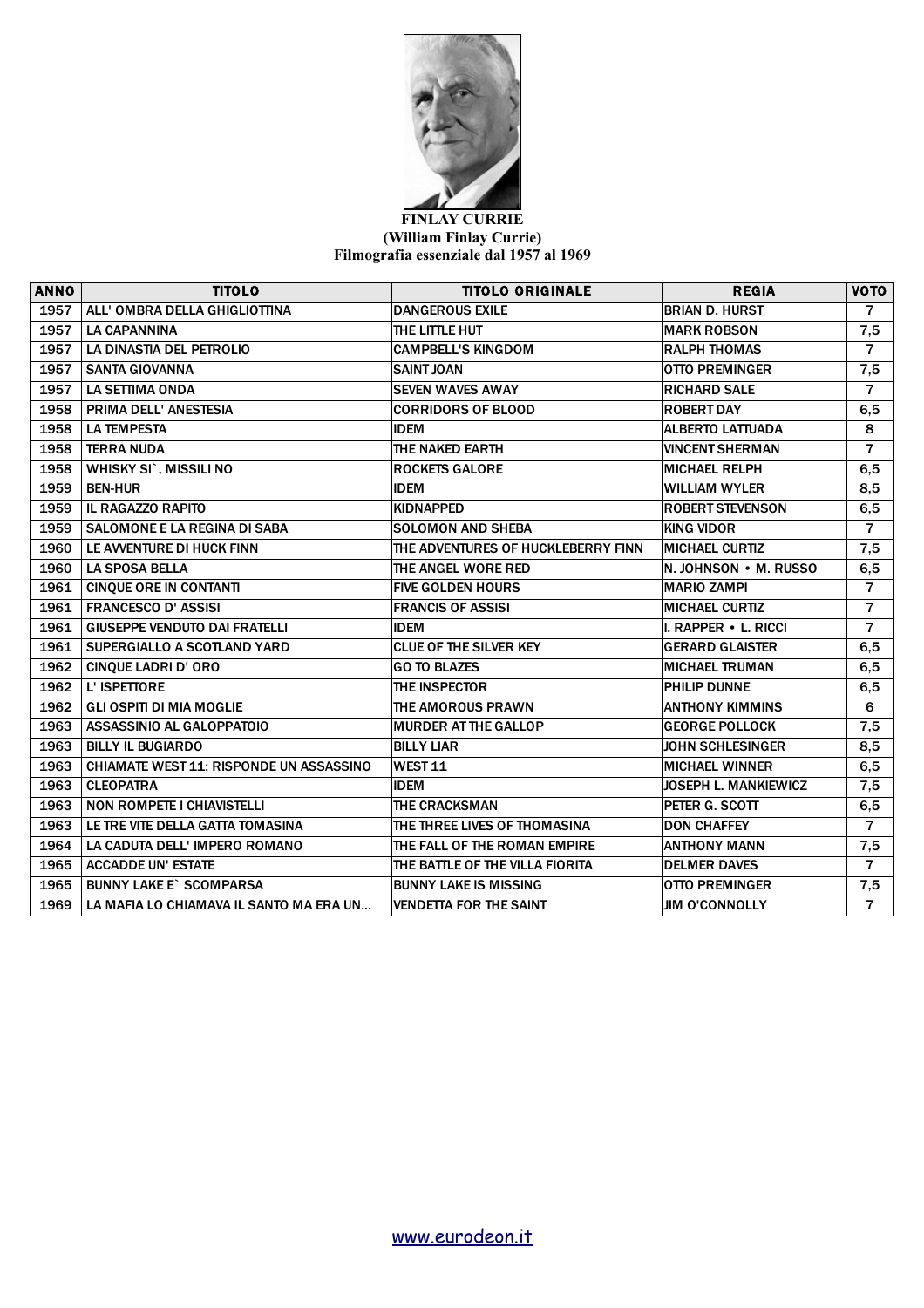**FINLAY CURRIE**
**(William Finlay Currie)**
**Filmografia essenziale dal 1957 al 1969**

| ANNO | TITOLO | TITOLO ORIGINALE | REGIA | VOTO |
|---|---|---|---|---|
| 1957 | ALL' OMBRA DELLA GHIGLIOTTINA | DANGEROUS EXILE | BRIAN D. HURST | 7 |
| 1957 | LA CAPANNINA | THE LITTLE HUT | MARK ROBSON | 7,5 |
| 1957 | LA DINASTIA DEL PETROLIO | CAMPBELL'S KINGDOM | RALPH THOMAS | 7 |
| 1957 | SANTA GIOVANNA | SAINT JOAN | OTTO PREMINGER | 7,5 |
| 1957 | LA SETTIMA ONDA | SEVEN WAVES AWAY | RICHARD SALE | 7 |
| 1958 | PRIMA DELL' ANESTESIA | CORRIDORS OF BLOOD | ROBERT DAY | 6,5 |
| 1958 | LA TEMPESTA | IDEM | ALBERTO LATTUADA | 8 |
| 1958 | TERRA NUDA | THE NAKED EARTH | VINCENT SHERMAN | 7 |
| 1958 | WHISKY SI`, MISSILI NO | ROCKETS GALORE | MICHAEL RELPH | 6,5 |
| 1959 | BEN-HUR | IDEM | WILLIAM WYLER | 8,5 |
| 1959 | IL RAGAZZO RAPITO | KIDNAPPED | ROBERT STEVENSON | 6,5 |
| 1959 | SALOMONE E LA REGINA DI SABA | SOLOMON AND SHEBA | KING VIDOR | 7 |
| 1960 | LE AVVENTURE DI HUCK FINN | THE ADVENTURES OF HUCKLEBERRY FINN | MICHAEL CURTIZ | 7,5 |
| 1960 | LA SPOSA BELLA | THE ANGEL WORE RED | N. JOHNSON • M. RUSSO | 6,5 |
| 1961 | CINQUE ORE IN CONTANTI | FIVE GOLDEN HOURS | MARIO ZAMPI | 7 |
| 1961 | FRANCESCO D' ASSISI | FRANCIS OF ASSISI | MICHAEL CURTIZ | 7 |
| 1961 | GIUSEPPE VENDUTO DAI FRATELLI | IDEM | I. RAPPER • L. RICCI | 7 |
| 1961 | SUPERGIALLO A SCOTLAND YARD | CLUE OF THE SILVER KEY | GERARD GLAISTER | 6,5 |
| 1962 | CINQUE LADRI D' ORO | GO TO BLAZES | MICHAEL TRUMAN | 6,5 |
| 1962 | L' ISPETTORE | THE INSPECTOR | PHILIP DUNNE | 6,5 |
| 1962 | GLI OSPITI DI MIA MOGLIE | THE AMOROUS PRAWN | ANTHONY KIMMINS | 6 |
| 1963 | ASSASSINIO AL GALOPPATOIO | MURDER AT THE GALLOP | GEORGE POLLOCK | 7,5 |
| 1963 | BILLY IL BUGIARDO | BILLY LIAR | JOHN SCHLESINGER | 8,5 |
| 1963 | CHIAMATE WEST 11: RISPONDE UN ASSASSINO | WEST 11 | MICHAEL WINNER | 6,5 |
| 1963 | CLEOPATRA | IDEM | JOSEPH L. MANKIEWICZ | 7,5 |
| 1963 | NON ROMPETE I CHIAVISTELLI | THE CRACKSMAN | PETER G. SCOTT | 6,5 |
| 1963 | LE TRE VITE DELLA GATTA TOMASINA | THE THREE LIVES OF THOMASINA | DON CHAFFEY | 7 |
| 1964 | LA CADUTA DELL' IMPERO ROMANO | THE FALL OF THE ROMAN EMPIRE | ANTHONY MANN | 7,5 |
| 1965 | ACCADDE UN' ESTATE | THE BATTLE OF THE VILLA FIORITA | DELMER DAVES | 7 |
| 1965 | BUNNY LAKE E` SCOMPARSA | BUNNY LAKE IS MISSING | OTTO PREMINGER | 7,5 |
| 1969 | LA MAFIA LO CHIAMAVA IL SANTO MA ERA UN... | VENDETTA FOR THE SAINT | JIM O'CONNOLLY | 7 |

www.eurodeon.it